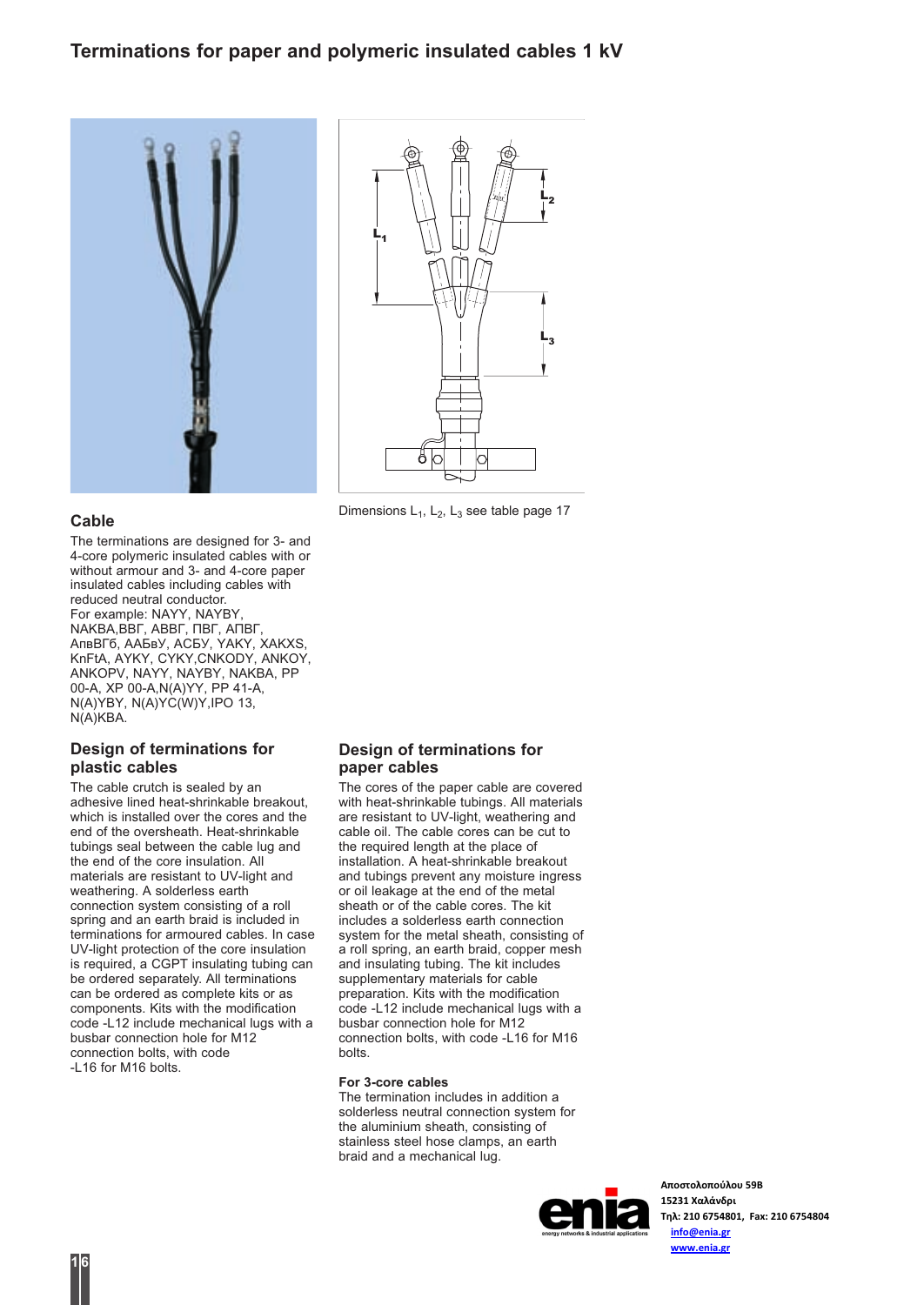# Terminations for paper and polymeric insulated cables 1 kV

Dimensions $L_1$, $L_2$, $L_3$ see table page 17

## Cable

The terminations are designed for 3- and 4-core polymeric insulated cables with or without armour and 3- and 4-core paper insulated cables including cables with reduced neutral conductor.
For example: NAYY, NAYBY, NAKBA,ВВГ, АВВГ, ПВГ, АПВГ, АпвВГб, ААБвУ, АСБУ, YAKY, XAKXS, KnFtA, AYKY, CYKY,CNKODY, ANKOY, ANKOPV, NAYY, NAYBY, NAKBA, PP 00-A, XP 00-A,N(A)YY, PP 41-A, N(A)YBY, N(A)YC(W)Y,IPO 13, N(A)KBA.

## Design of terminations for plastic cables

The cable crutch is sealed by an adhesive lined heat-shrinkable breakout, which is installed over the cores and the end of the oversheath. Heat-shrinkable tubings seal between the cable lug and the end of the core insulation. All materials are resistant to UV-light and weathering. A solderless earth connection system consisting of a roll spring and an earth braid is included in terminations for armoured cables. In case UV-light protection of the core insulation is required, a CGPT insulating tubing can be ordered separately. All terminations can be ordered as complete kits or as components. Kits with the modification code -L12 include mechanical lugs with a busbar connection hole for M12 connection bolts, with code -L16 for M16 bolts.

## Design of terminations for paper cables

The cores of the paper cable are covered with heat-shrinkable tubings. All materials are resistant to UV-light, weathering and cable oil. The cable cores can be cut to the required length at the place of installation. A heat-shrinkable breakout and tubings prevent any moisture ingress or oil leakage at the end of the metal sheath or of the cable cores. The kit includes a solderless earth connection system for the metal sheath, consisting of a roll spring, an earth braid, copper mesh and insulating tubing. The kit includes supplementary materials for cable preparation. Kits with the modification code -L12 include mechanical lugs with a busbar connection hole for M12 connection bolts, with code -L16 for M16 bolts.

**For 3-core cables**

The termination includes in addition a solderless neutral connection system for the aluminium sheath, consisting of stainless steel hose clamps, an earth braid and a mechanical lug.

Αποστολοπούλου 59Β
15231 Χαλάνδρι
Τηλ: 210 6754801, Fax: 210 6754804
info@enia.gr
www.enia.gr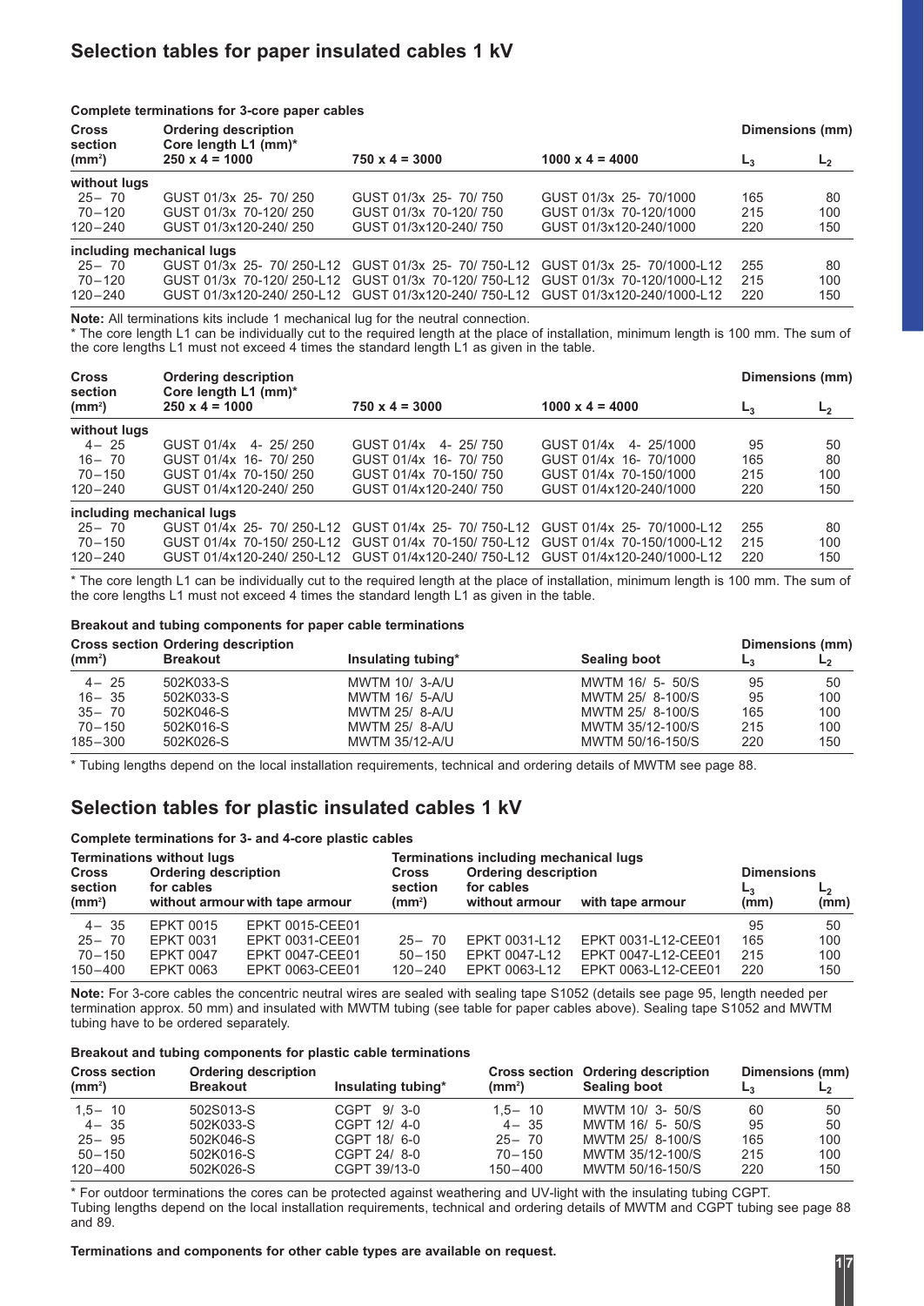## Selection tables for paper insulated cables 1 kV

**Complete terminations for 3-core paper cables**

| Cross section ($mm^2$) | Ordering description Core length L1 (mm)* 250 x 4 = 1000 | 750 x 4 = 3000 | 1000 x 4 = 4000 | Dimensions (mm) $L_3$ | $L_2$ |
|---|---|---|---|---|---|
| **without lugs** | | | | | |
| 25 – 70 | GUST 01/3x 25- 70/ 250 | GUST 01/3x 25- 70/ 750 | GUST 01/3x 25- 70/1000 | 165 | 80 |
| 70 – 120 | GUST 01/3x 70-120/ 250 | GUST 01/3x 70-120/ 750 | GUST 01/3x 70-120/1000 | 215 | 100 |
| 120 – 240 | GUST 01/3x120-240/ 250 | GUST 01/3x120-240/ 750 | GUST 01/3x120-240/1000 | 220 | 150 |
| **including mechanical lugs** | | | | | |
| 25 – 70 | GUST 01/3x 25- 70/ 250-L12 | GUST 01/3x 25- 70/ 750-L12 | GUST 01/3x 25- 70/1000-L12 | 255 | 80 |
| 70 – 120 | GUST 01/3x 70-120/ 250-L12 | GUST 01/3x 70-120/ 750-L12 | GUST 01/3x 70-120/1000-L12 | 215 | 100 |
| 120 – 240 | GUST 01/3x120-240/ 250-L12 | GUST 01/3x120-240/ 750-L12 | GUST 01/3x120-240/1000-L12 | 220 | 150 |

**Note:** All terminations kits include 1 mechanical lug for the neutral connection.
* The core length L1 can be individually cut to the required length at the place of installation, minimum length is 100 mm. The sum of the core lengths L1 must not exceed 4 times the standard length L1 as given in the table.

| Cross section ($mm^2$) | Ordering description Core length L1 (mm)* 250 x 4 = 1000 | 750 x 4 = 3000 | 1000 x 4 = 4000 | Dimensions (mm) $L_3$ | $L_2$ |
|---|---|---|---|---|---|
| **without lugs** | | | | | |
| 4 – 25 | GUST 01/4x 4- 25/ 250 | GUST 01/4x 4- 25/ 750 | GUST 01/4x 4- 25/1000 | 95 | 50 |
| 16 – 70 | GUST 01/4x 16- 70/ 250 | GUST 01/4x 16- 70/ 750 | GUST 01/4x 16- 70/1000 | 165 | 80 |
| 70 – 150 | GUST 01/4x 70-150/ 250 | GUST 01/4x 70-150/ 750 | GUST 01/4x 70-150/1000 | 215 | 100 |
| 120 – 240 | GUST 01/4x120-240/ 250 | GUST 01/4x120-240/ 750 | GUST 01/4x120-240/1000 | 220 | 150 |
| **including mechanical lugs** | | | | | |
| 25 – 70 | GUST 01/4x 25- 70/ 250-L12 | GUST 01/4x 25- 70/ 750-L12 | GUST 01/4x 25- 70/1000-L12 | 255 | 80 |
| 70 – 150 | GUST 01/4x 70-150/ 250-L12 | GUST 01/4x 70-150/ 750-L12 | GUST 01/4x 70-150/1000-L12 | 215 | 100 |
| 120 – 240 | GUST 01/4x120-240/ 250-L12 | GUST 01/4x120-240/ 750-L12 | GUST 01/4x120-240/1000-L12 | 220 | 150 |

* The core length L1 can be individually cut to the required length at the place of installation, minimum length is 100 mm. The sum of the core lengths L1 must not exceed 4 times the standard length L1 as given in the table.

**Breakout and tubing components for paper cable terminations**

| Cross section ($mm^2$) | Ordering description Breakout | Insulating tubing* | Sealing boot | Dimensions (mm) $L_3$ | $L_2$ |
|---|---|---|---|---|---|
| 4 – 25 | 502K033-S | MWTM 10/ 3-A/U | MWTM 16/ 5- 50/S | 95 | 50 |
| 16 – 35 | 502K033-S | MWTM 16/ 5-A/U | MWTM 25/ 8-100/S | 95 | 100 |
| 35 – 70 | 502K046-S | MWTM 25/ 8-A/U | MWTM 25/ 8-100/S | 165 | 100 |
| 70 – 150 | 502K016-S | MWTM 25/ 8-A/U | MWTM 35/12-100/S | 215 | 100 |
| 185 – 300 | 502K026-S | MWTM 35/12-A/U | MWTM 50/16-150/S | 220 | 150 |

* Tubing lengths depend on the local installation requirements, technical and ordering details of MWTM see page 88.

## Selection tables for plastic insulated cables 1 kV

**Complete terminations for 3- and 4-core plastic cables**

| Terminations without lugs Cross section ($mm^2$) | Ordering description for cables without armour | with tape armour | Terminations including mechanical lugs Cross section ($mm^2$) | Ordering description for cables without armour | with tape armour | Dimensions $L_3$ (mm) | $L_2$ (mm) |
|---|---|---|---|---|---|---|---|
| 4 – 35 | EPKT 0015 | EPKT 0015-CEE01 | | | | 95 | 50 |
| 25 – 70 | EPKT 0031 | EPKT 0031-CEE01 | 25 – 70 | EPKT 0031-L12 | EPKT 0031-L12-CEE01 | 165 | 100 |
| 70 – 150 | EPKT 0047 | EPKT 0047-CEE01 | 50 – 150 | EPKT 0047-L12 | EPKT 0047-L12-CEE01 | 215 | 100 |
| 150 – 400 | EPKT 0063 | EPKT 0063-CEE01 | 120 – 240 | EPKT 0063-L12 | EPKT 0063-L12-CEE01 | 220 | 150 |

**Note:** For 3-core cables the concentric neutral wires are sealed with sealing tape S1052 (details see page 95, length needed per termination approx. 50 mm) and insulated with MWTM tubing (see table for paper cables above). Sealing tape S1052 and MWTM tubing have to be ordered separately.

**Breakout and tubing components for plastic cable terminations**

| Cross section ($mm^2$) | Ordering description Breakout | Insulating tubing* | Cross section ($mm^2$) | Ordering description Sealing boot | Dimensions (mm) $L_3$ | $L_2$ |
|---|---|---|---|---|---|---|
| 1,5 – 10 | 502S013-S | CGPT 9/ 3-0 | 1,5 – 10 | MWTM 10/ 3- 50/S | 60 | 50 |
| 4 – 35 | 502K033-S | CGPT 12/ 4-0 | 4 – 35 | MWTM 16/ 5- 50/S | 95 | 50 |
| 25 – 95 | 502K046-S | CGPT 18/ 6-0 | 25 – 70 | MWTM 25/ 8-100/S | 165 | 100 |
| 50 – 150 | 502K016-S | CGPT 24/ 8-0 | 70 – 150 | MWTM 35/12-100/S | 215 | 100 |
| 120 – 400 | 502K026-S | CGPT 39/13-0 | 150 – 400 | MWTM 50/16-150/S | 220 | 150 |

* For outdoor terminations the cores can be protected against weathering and UV-light with the insulating tubing CGPT.
Tubing lengths depend on the local installation requirements, technical and ordering details of MWTM and CGPT tubing see page 88 and 89.

**Terminations and components for other cable types are available on request.**